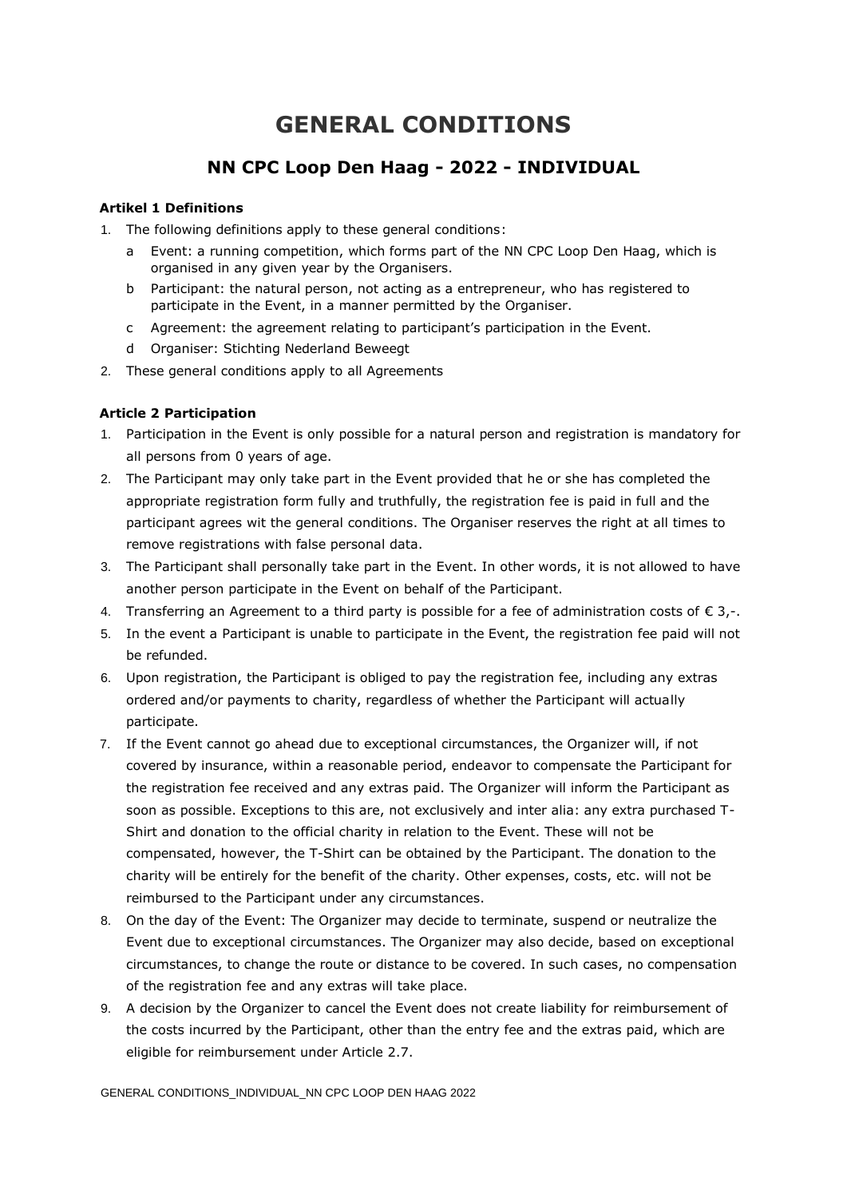# GENERAL CONDITIONS

## NN CPC Loop Den Haag - 2022 - INDIVIDUAL

**Artikel 1 Definitions**

1. The following definitions apply to these general conditions:
   a Event: a running competition, which forms part of the NN CPC Loop Den Haag, which is organised in any given year by the Organisers.
   b Participant: the natural person, not acting as a entrepreneur, who has registered to participate in the Event, in a manner permitted by the Organiser.
   c Agreement: the agreement relating to participant's participation in the Event.
   d Organiser: Stichting Nederland Beweegt
2. These general conditions apply to all Agreements

**Article 2 Participation**

1. Participation in the Event is only possible for a natural person and registration is mandatory for all persons from 0 years of age.
2. The Participant may only take part in the Event provided that he or she has completed the appropriate registration form fully and truthfully, the registration fee is paid in full and the participant agrees wit the general conditions. The Organiser reserves the right at all times to remove registrations with false personal data.
3. The Participant shall personally take part in the Event. In other words, it is not allowed to have another person participate in the Event on behalf of the Participant.
4. Transferring an Agreement to a third party is possible for a fee of administration costs of € 3,-.
5. In the event a Participant is unable to participate in the Event, the registration fee paid will not be refunded.
6. Upon registration, the Participant is obliged to pay the registration fee, including any extras ordered and/or payments to charity, regardless of whether the Participant will actually participate.
7. If the Event cannot go ahead due to exceptional circumstances, the Organizer will, if not covered by insurance, within a reasonable period, endeavor to compensate the Participant for the registration fee received and any extras paid. The Organizer will inform the Participant as soon as possible. Exceptions to this are, not exclusively and inter alia: any extra purchased T-Shirt and donation to the official charity in relation to the Event. These will not be compensated, however, the T-Shirt can be obtained by the Participant. The donation to the charity will be entirely for the benefit of the charity. Other expenses, costs, etc. will not be reimbursed to the Participant under any circumstances.
8. On the day of the Event: The Organizer may decide to terminate, suspend or neutralize the Event due to exceptional circumstances. The Organizer may also decide, based on exceptional circumstances, to change the route or distance to be covered. In such cases, no compensation of the registration fee and any extras will take place.
9. A decision by the Organizer to cancel the Event does not create liability for reimbursement of the costs incurred by the Participant, other than the entry fee and the extras paid, which are eligible for reimbursement under Article 2.7.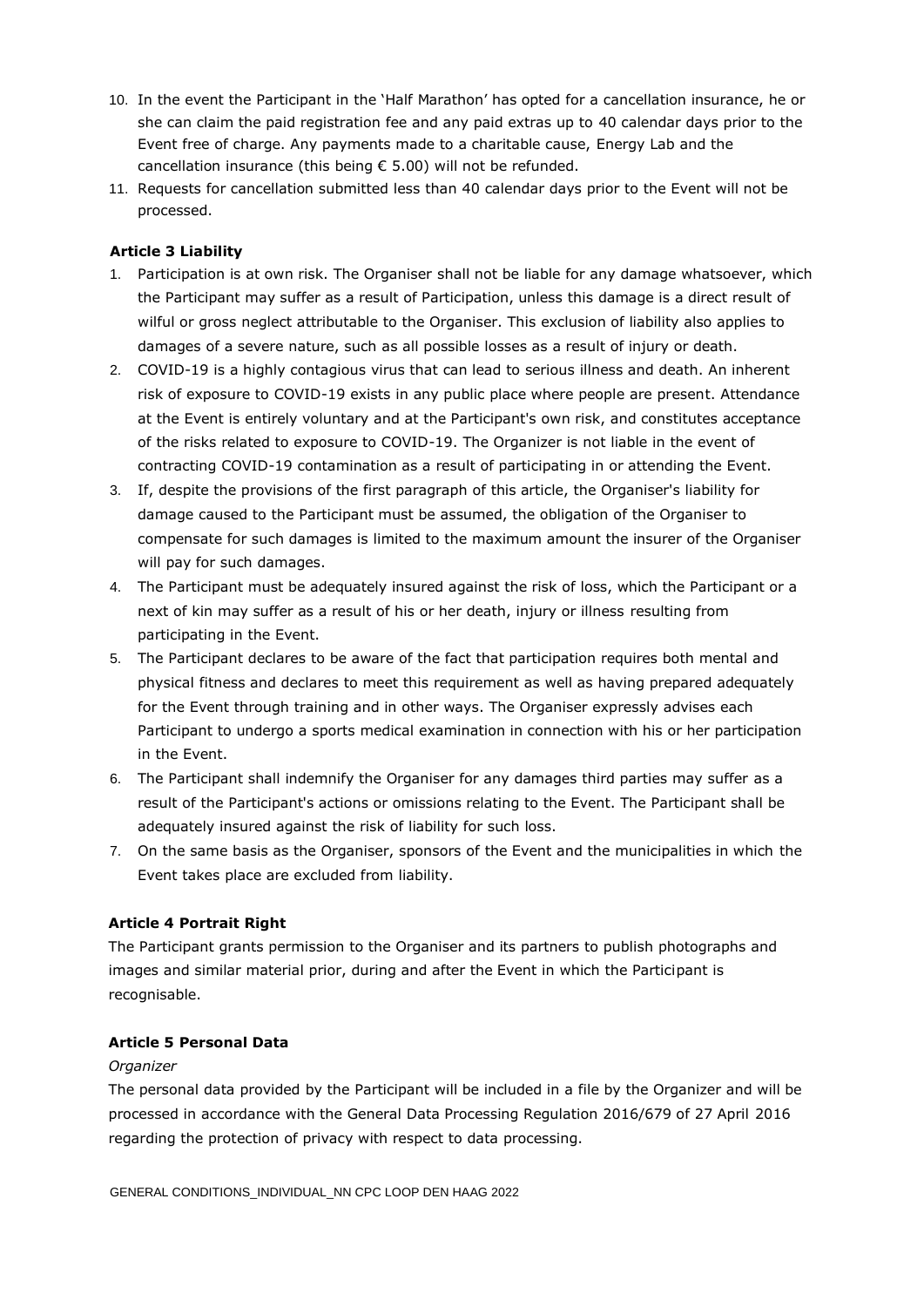10. In the event the Participant in the 'Half Marathon' has opted for a cancellation insurance, he or she can claim the paid registration fee and any paid extras up to 40 calendar days prior to the Event free of charge. Any payments made to a charitable cause, Energy Lab and the cancellation insurance (this being € 5.00) will not be refunded.
11. Requests for cancellation submitted less than 40 calendar days prior to the Event will not be processed.

**Article 3 Liability**

1. Participation is at own risk. The Organiser shall not be liable for any damage whatsoever, which the Participant may suffer as a result of Participation, unless this damage is a direct result of wilful or gross neglect attributable to the Organiser. This exclusion of liability also applies to damages of a severe nature, such as all possible losses as a result of injury or death.
2. COVID-19 is a highly contagious virus that can lead to serious illness and death. An inherent risk of exposure to COVID-19 exists in any public place where people are present. Attendance at the Event is entirely voluntary and at the Participant's own risk, and constitutes acceptance of the risks related to exposure to COVID-19. The Organizer is not liable in the event of contracting COVID-19 contamination as a result of participating in or attending the Event.
3. If, despite the provisions of the first paragraph of this article, the Organiser's liability for damage caused to the Participant must be assumed, the obligation of the Organiser to compensate for such damages is limited to the maximum amount the insurer of the Organiser will pay for such damages.
4. The Participant must be adequately insured against the risk of loss, which the Participant or a next of kin may suffer as a result of his or her death, injury or illness resulting from participating in the Event.
5. The Participant declares to be aware of the fact that participation requires both mental and physical fitness and declares to meet this requirement as well as having prepared adequately for the Event through training and in other ways. The Organiser expressly advises each Participant to undergo a sports medical examination in connection with his or her participation in the Event.
6. The Participant shall indemnify the Organiser for any damages third parties may suffer as a result of the Participant's actions or omissions relating to the Event. The Participant shall be adequately insured against the risk of liability for such loss.
7. On the same basis as the Organiser, sponsors of the Event and the municipalities in which the Event takes place are excluded from liability.

**Article 4 Portrait Right**

The Participant grants permission to the Organiser and its partners to publish photographs and images and similar material prior, during and after the Event in which the Participant is recognisable.

**Article 5 Personal Data**

*Organizer*

The personal data provided by the Participant will be included in a file by the Organizer and will be processed in accordance with the General Data Processing Regulation 2016/679 of 27 April 2016 regarding the protection of privacy with respect to data processing.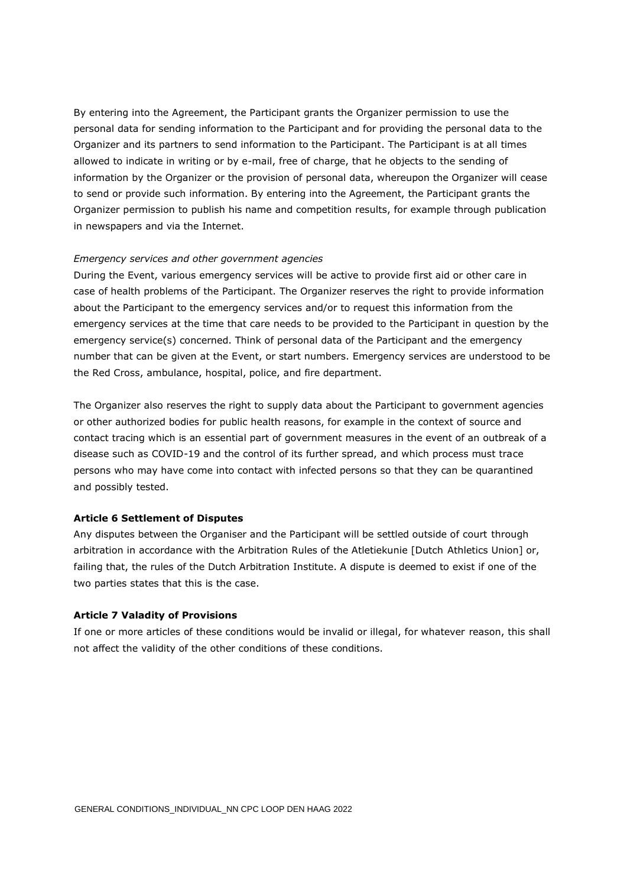By entering into the Agreement, the Participant grants the Organizer permission to use the personal data for sending information to the Participant and for providing the personal data to the Organizer and its partners to send information to the Participant. The Participant is at all times allowed to indicate in writing or by e-mail, free of charge, that he objects to the sending of information by the Organizer or the provision of personal data, whereupon the Organizer will cease to send or provide such information. By entering into the Agreement, the Participant grants the Organizer permission to publish his name and competition results, for example through publication in newspapers and via the Internet.

*Emergency services and other government agencies*

During the Event, various emergency services will be active to provide first aid or other care in case of health problems of the Participant. The Organizer reserves the right to provide information about the Participant to the emergency services and/or to request this information from the emergency services at the time that care needs to be provided to the Participant in question by the emergency service(s) concerned. Think of personal data of the Participant and the emergency number that can be given at the Event, or start numbers. Emergency services are understood to be the Red Cross, ambulance, hospital, police, and fire department.

The Organizer also reserves the right to supply data about the Participant to government agencies or other authorized bodies for public health reasons, for example in the context of source and contact tracing which is an essential part of government measures in the event of an outbreak of a disease such as COVID-19 and the control of its further spread, and which process must trace persons who may have come into contact with infected persons so that they can be quarantined and possibly tested.

**Article 6 Settlement of Disputes**

Any disputes between the Organiser and the Participant will be settled outside of court through arbitration in accordance with the Arbitration Rules of the Atletiekunie [Dutch Athletics Union] or, failing that, the rules of the Dutch Arbitration Institute. A dispute is deemed to exist if one of the two parties states that this is the case.

**Article 7 Valadity of Provisions**

If one or more articles of these conditions would be invalid or illegal, for whatever reason, this shall not affect the validity of the other conditions of these conditions.